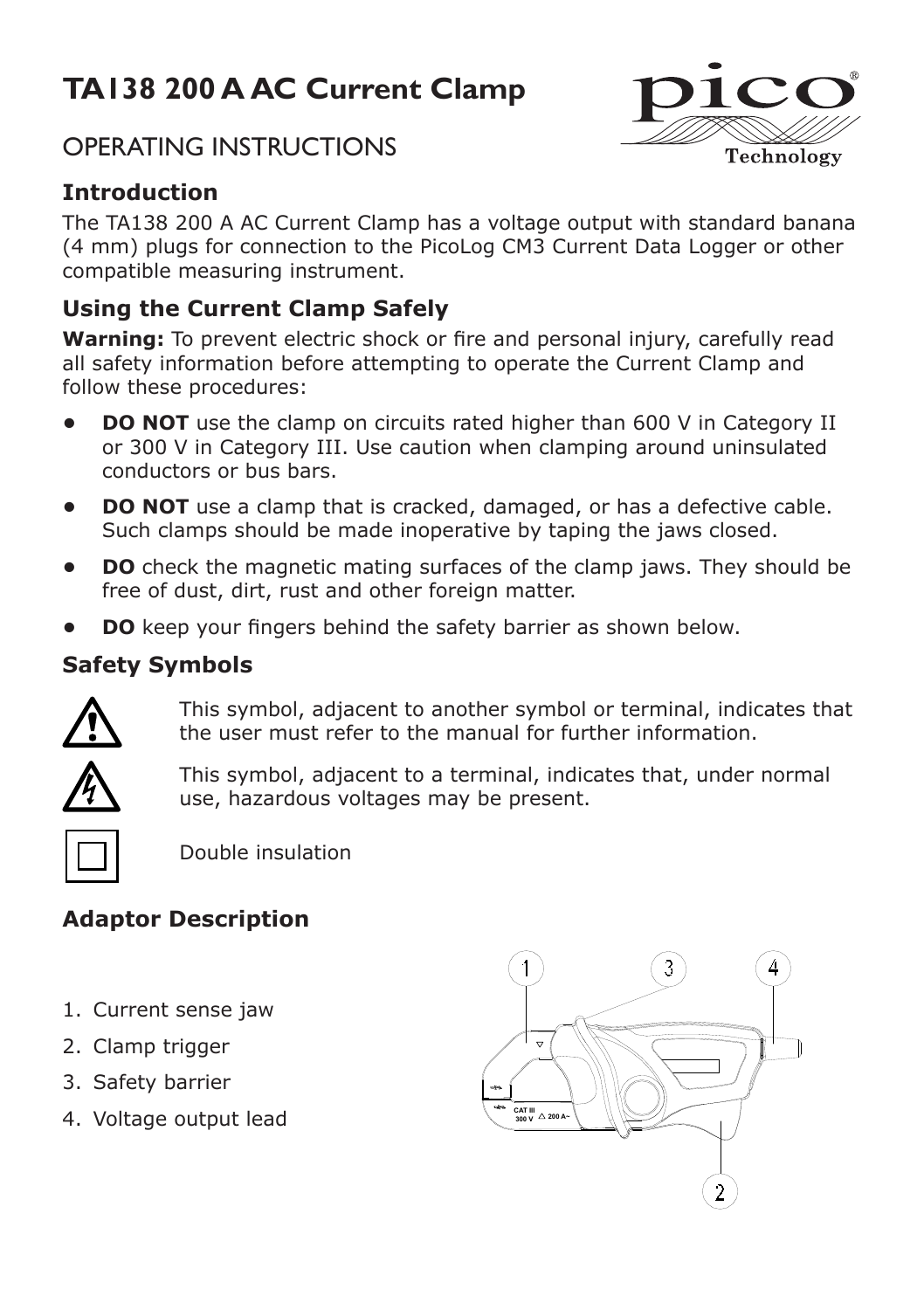# TA138 200 A AC Current Clamp

## OPERATING INSTRUCTIONS

### Introduction

The TA138 200 A AC Current Clamp has a voltage output with standard banana (4 mm) plugs for connection to the PicoLog CM3 Current Data Logger or other compatible measuring instrument.

### Using the Current Clamp Safely

**Warning:** To prevent electric shock or fire and personal injury, carefully read all safety information before attempting to operate the Current Clamp and follow these procedures:

- **DO NOT** use the clamp on circuits rated higher than 600 V in Category II or 300 V in Category III. Use caution when clamping around uninsulated conductors or bus bars.
- **DO NOT** use a clamp that is cracked, damaged, or has a defective cable. Such clamps should be made inoperative by taping the jaws closed.
- **DO** check the magnetic mating surfaces of the clamp jaws. They should be free of dust, dirt, rust and other foreign matter.
- **DO** keep your fingers behind the safety barrier as shown below.

### Safety Symbols

This symbol, adjacent to another symbol or terminal, indicates that the user must refer to the manual for further information.

This symbol, adjacent to a terminal, indicates that, under normal use, hazardous voltages may be present.

Double insulation

### Adaptor Description

1. Current sense jaw
2. Clamp trigger
3. Safety barrier
4. Voltage output lead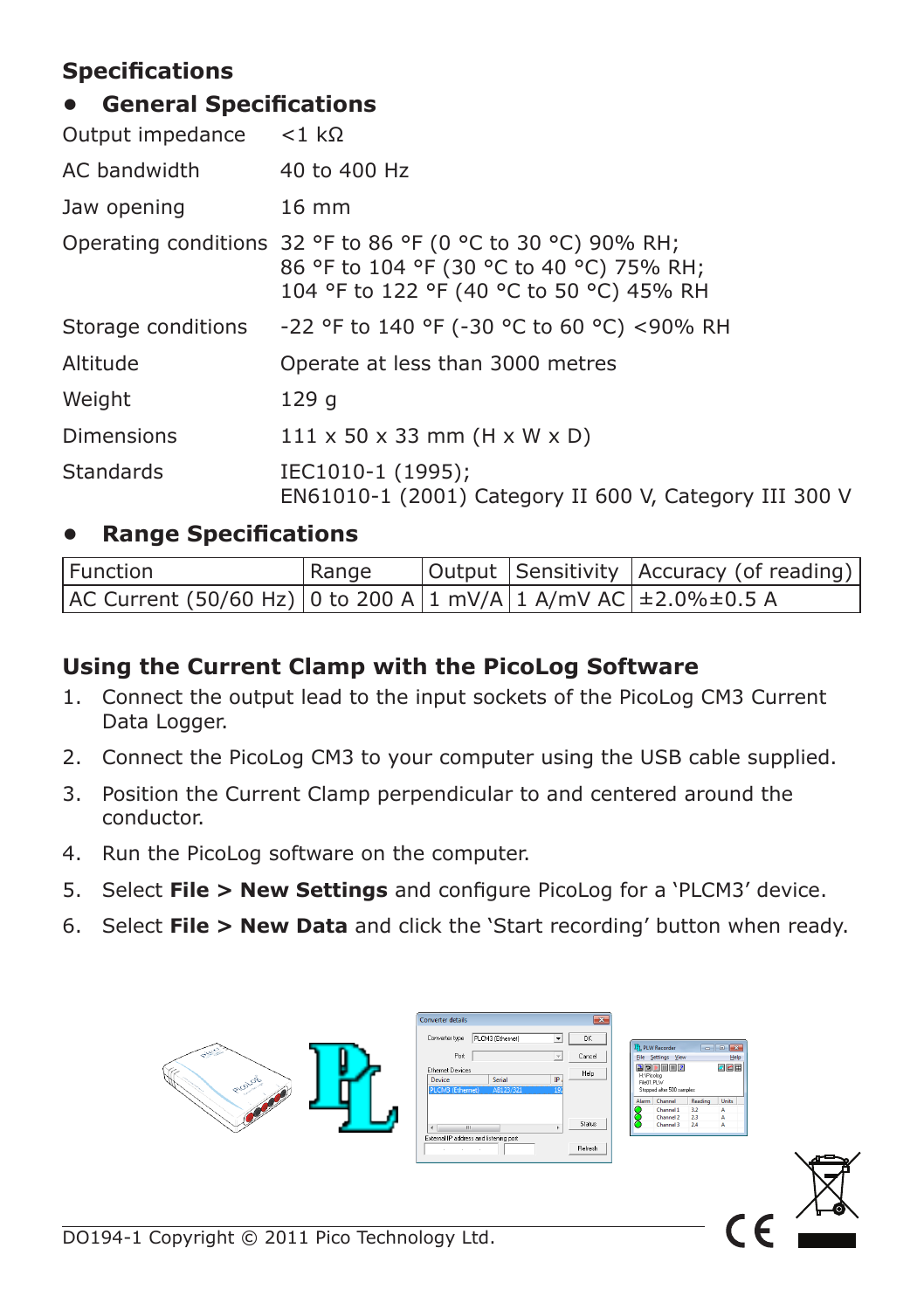## Specifications

- ### General Specifications

| | |
|---|---|
| Output impedance | <1 kΩ |
| AC bandwidth | 40 to 400 Hz |
| Jaw opening | 16 mm |
| Operating conditions | 32 °F to 86 °F (0 °C to 30 °C) 90% RH; 86 °F to 104 °F (30 °C to 40 °C) 75% RH; 104 °F to 122 °F (40 °C to 50 °C) 45% RH |
| Storage conditions | -22 °F to 140 °F (-30 °C to 60 °C) <90% RH |
| Altitude | Operate at less than 3000 metres |
| Weight | 129 g |
| Dimensions | 111 x 50 x 33 mm (H x W x D) |
| Standards | IEC1010-1 (1995); EN61010-1 (2001) Category II 600 V, Category III 300 V |

- ### Range Specifications

| Function | Range | Output | Sensitivity | Accuracy (of reading) |
|---|---|---|---|---|
| AC Current (50/60 Hz) | 0 to 200 A | 1 mV/A | 1 A/mV AC | ±2.0%±0.5 A |

## Using the Current Clamp with the PicoLog Software

1. Connect the output lead to the input sockets of the PicoLog CM3 Current Data Logger.
2. Connect the PicoLog CM3 to your computer using the USB cable supplied.
3. Position the Current Clamp perpendicular to and centered around the conductor.
4. Run the PicoLog software on the computer.
5. Select **File > New Settings** and configure PicoLog for a 'PLCM3' device.
6. Select **File > New Data** and click the 'Start recording' button when ready.

DO194-1 Copyright © 2011 Pico Technology Ltd.